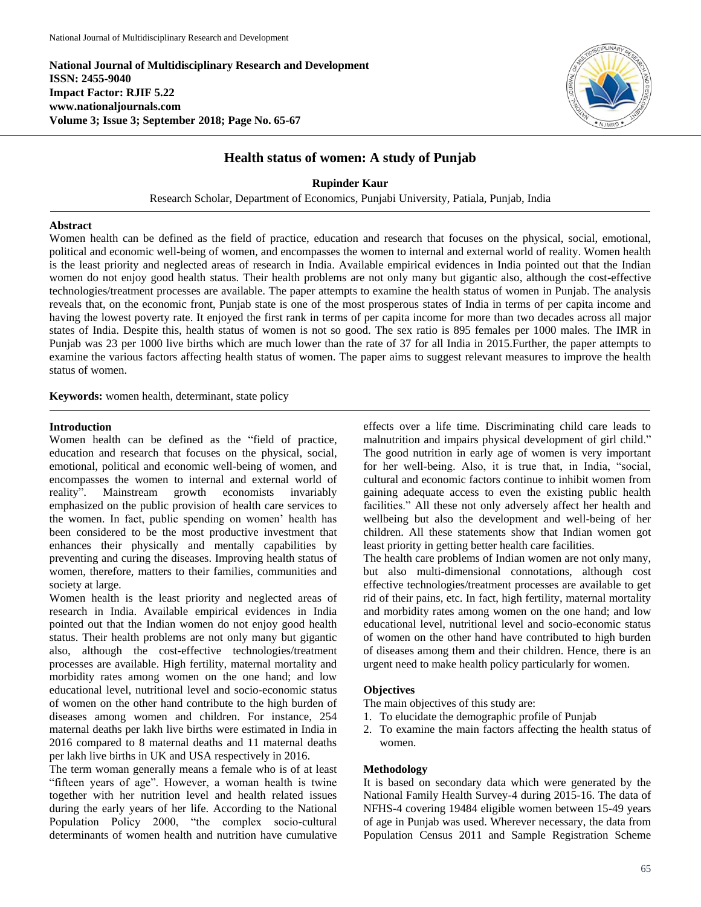National Journal of Multidisciplinary Research and Development
ISSN: 2455-9040
Impact Factor: RJIF 5.22
www.nationaljournals.com
Volume 3; Issue 3; September 2018; Page No. 65-67

# Health status of women: A study of Punjab

**Rupinder Kaur**

Research Scholar, Department of Economics, Punjabi University, Patiala, Punjab, India

## Abstract

Women health can be defined as the field of practice, education and research that focuses on the physical, social, emotional, political and economic well-being of women, and encompasses the women to internal and external world of reality. Women health is the least priority and neglected areas of research in India. Available empirical evidences in India pointed out that the Indian women do not enjoy good health status. Their health problems are not only many but gigantic also, although the cost-effective technologies/treatment processes are available. The paper attempts to examine the health status of women in Punjab. The analysis reveals that, on the economic front, Punjab state is one of the most prosperous states of India in terms of per capita income and having the lowest poverty rate. It enjoyed the first rank in terms of per capita income for more than two decades across all major states of India. Despite this, health status of women is not so good. The sex ratio is 895 females per 1000 males. The IMR in Punjab was 23 per 1000 live births which are much lower than the rate of 37 for all India in 2015.Further, the paper attempts to examine the various factors affecting health status of women. The paper aims to suggest relevant measures to improve the health status of women.

**Keywords:** women health, determinant, state policy

## Introduction

Women health can be defined as the "field of practice, education and research that focuses on the physical, social, emotional, political and economic well-being of women, and encompasses the women to internal and external world of reality". Mainstream growth economists invariably emphasized on the public provision of health care services to the women. In fact, public spending on women' health has been considered to be the most productive investment that enhances their physically and mentally capabilities by preventing and curing the diseases. Improving health status of women, therefore, matters to their families, communities and society at large.

Women health is the least priority and neglected areas of research in India. Available empirical evidences in India pointed out that the Indian women do not enjoy good health status. Their health problems are not only many but gigantic also, although the cost-effective technologies/treatment processes are available. High fertility, maternal mortality and morbidity rates among women on the one hand; and low educational level, nutritional level and socio-economic status of women on the other hand contribute to the high burden of diseases among women and children. For instance, 254 maternal deaths per lakh live births were estimated in India in 2016 compared to 8 maternal deaths and 11 maternal deaths per lakh live births in UK and USA respectively in 2016.

The term woman generally means a female who is of at least "fifteen years of age". However, a woman health is twine together with her nutrition level and health related issues during the early years of her life. According to the National Population Policy 2000, "the complex socio-cultural determinants of women health and nutrition have cumulative effects over a life time. Discriminating child care leads to malnutrition and impairs physical development of girl child." The good nutrition in early age of women is very important for her well-being. Also, it is true that, in India, "social, cultural and economic factors continue to inhibit women from gaining adequate access to even the existing public health facilities." All these not only adversely affect her health and wellbeing but also the development and well-being of her children. All these statements show that Indian women got least priority in getting better health care facilities.

The health care problems of Indian women are not only many, but also multi-dimensional connotations, although cost effective technologies/treatment processes are available to get rid of their pains, etc. In fact, high fertility, maternal mortality and morbidity rates among women on the one hand; and low educational level, nutritional level and socio-economic status of women on the other hand have contributed to high burden of diseases among them and their children. Hence, there is an urgent need to make health policy particularly for women.

## Objectives

The main objectives of this study are:

1. To elucidate the demographic profile of Punjab
2. To examine the main factors affecting the health status of women.

## Methodology

It is based on secondary data which were generated by the National Family Health Survey-4 during 2015-16. The data of NFHS-4 covering 19484 eligible women between 15-49 years of age in Punjab was used. Wherever necessary, the data from Population Census 2011 and Sample Registration Scheme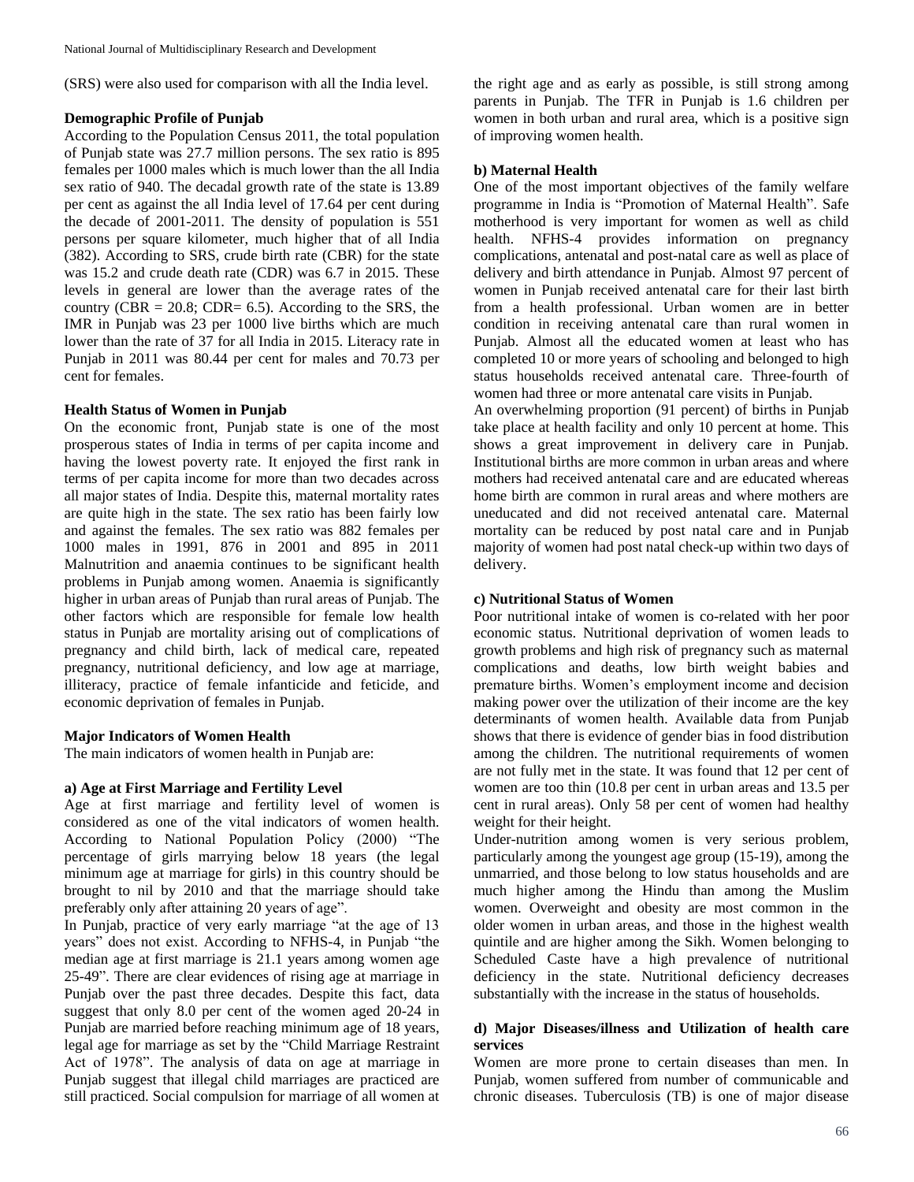(SRS) were also used for comparison with all the India level.

**Demographic Profile of Punjab**

According to the Population Census 2011, the total population of Punjab state was 27.7 million persons. The sex ratio is 895 females per 1000 males which is much lower than the all India sex ratio of 940. The decadal growth rate of the state is 13.89 per cent as against the all India level of 17.64 per cent during the decade of 2001-2011. The density of population is 551 persons per square kilometer, much higher that of all India (382). According to SRS, crude birth rate (CBR) for the state was 15.2 and crude death rate (CDR) was 6.7 in 2015. These levels in general are lower than the average rates of the country (CBR = 20.8; CDR= 6.5). According to the SRS, the IMR in Punjab was 23 per 1000 live births which are much lower than the rate of 37 for all India in 2015. Literacy rate in Punjab in 2011 was 80.44 per cent for males and 70.73 per cent for females.

**Health Status of Women in Punjab**

On the economic front, Punjab state is one of the most prosperous states of India in terms of per capita income and having the lowest poverty rate. It enjoyed the first rank in terms of per capita income for more than two decades across all major states of India. Despite this, maternal mortality rates are quite high in the state. The sex ratio has been fairly low and against the females. The sex ratio was 882 females per 1000 males in 1991, 876 in 2001 and 895 in 2011 Malnutrition and anaemia continues to be significant health problems in Punjab among women. Anaemia is significantly higher in urban areas of Punjab than rural areas of Punjab. The other factors which are responsible for female low health status in Punjab are mortality arising out of complications of pregnancy and child birth, lack of medical care, repeated pregnancy, nutritional deficiency, and low age at marriage, illiteracy, practice of female infanticide and feticide, and economic deprivation of females in Punjab.

**Major Indicators of Women Health**

The main indicators of women health in Punjab are:

**a) Age at First Marriage and Fertility Level**

Age at first marriage and fertility level of women is considered as one of the vital indicators of women health. According to National Population Policy (2000) "The percentage of girls marrying below 18 years (the legal minimum age at marriage for girls) in this country should be brought to nil by 2010 and that the marriage should take preferably only after attaining 20 years of age".

In Punjab, practice of very early marriage "at the age of 13 years" does not exist. According to NFHS-4, in Punjab "the median age at first marriage is 21.1 years among women age 25-49". There are clear evidences of rising age at marriage in Punjab over the past three decades. Despite this fact, data suggest that only 8.0 per cent of the women aged 20-24 in Punjab are married before reaching minimum age of 18 years, legal age for marriage as set by the "Child Marriage Restraint Act of 1978". The analysis of data on age at marriage in Punjab suggest that illegal child marriages are practiced are still practiced. Social compulsion for marriage of all women at the right age and as early as possible, is still strong among parents in Punjab. The TFR in Punjab is 1.6 children per women in both urban and rural area, which is a positive sign of improving women health.

**b) Maternal Health**

One of the most important objectives of the family welfare programme in India is "Promotion of Maternal Health". Safe motherhood is very important for women as well as child health. NFHS-4 provides information on pregnancy complications, antenatal and post-natal care as well as place of delivery and birth attendance in Punjab. Almost 97 percent of women in Punjab received antenatal care for their last birth from a health professional. Urban women are in better condition in receiving antenatal care than rural women in Punjab. Almost all the educated women at least who has completed 10 or more years of schooling and belonged to high status households received antenatal care. Three-fourth of women had three or more antenatal care visits in Punjab.

An overwhelming proportion (91 percent) of births in Punjab take place at health facility and only 10 percent at home. This shows a great improvement in delivery care in Punjab. Institutional births are more common in urban areas and where mothers had received antenatal care and are educated whereas home birth are common in rural areas and where mothers are uneducated and did not received antenatal care. Maternal mortality can be reduced by post natal care and in Punjab majority of women had post natal check-up within two days of delivery.

**c) Nutritional Status of Women**

Poor nutritional intake of women is co-related with her poor economic status. Nutritional deprivation of women leads to growth problems and high risk of pregnancy such as maternal complications and deaths, low birth weight babies and premature births. Women's employment income and decision making power over the utilization of their income are the key determinants of women health. Available data from Punjab shows that there is evidence of gender bias in food distribution among the children. The nutritional requirements of women are not fully met in the state. It was found that 12 per cent of women are too thin (10.8 per cent in urban areas and 13.5 per cent in rural areas). Only 58 per cent of women had healthy weight for their height.

Under-nutrition among women is very serious problem, particularly among the youngest age group (15-19), among the unmarried, and those belong to low status households and are much higher among the Hindu than among the Muslim women. Overweight and obesity are most common in the older women in urban areas, and those in the highest wealth quintile and are higher among the Sikh. Women belonging to Scheduled Caste have a high prevalence of nutritional deficiency in the state. Nutritional deficiency decreases substantially with the increase in the status of households.

**d) Major Diseases/illness and Utilization of health care services**

Women are more prone to certain diseases than men. In Punjab, women suffered from number of communicable and chronic diseases. Tuberculosis (TB) is one of major disease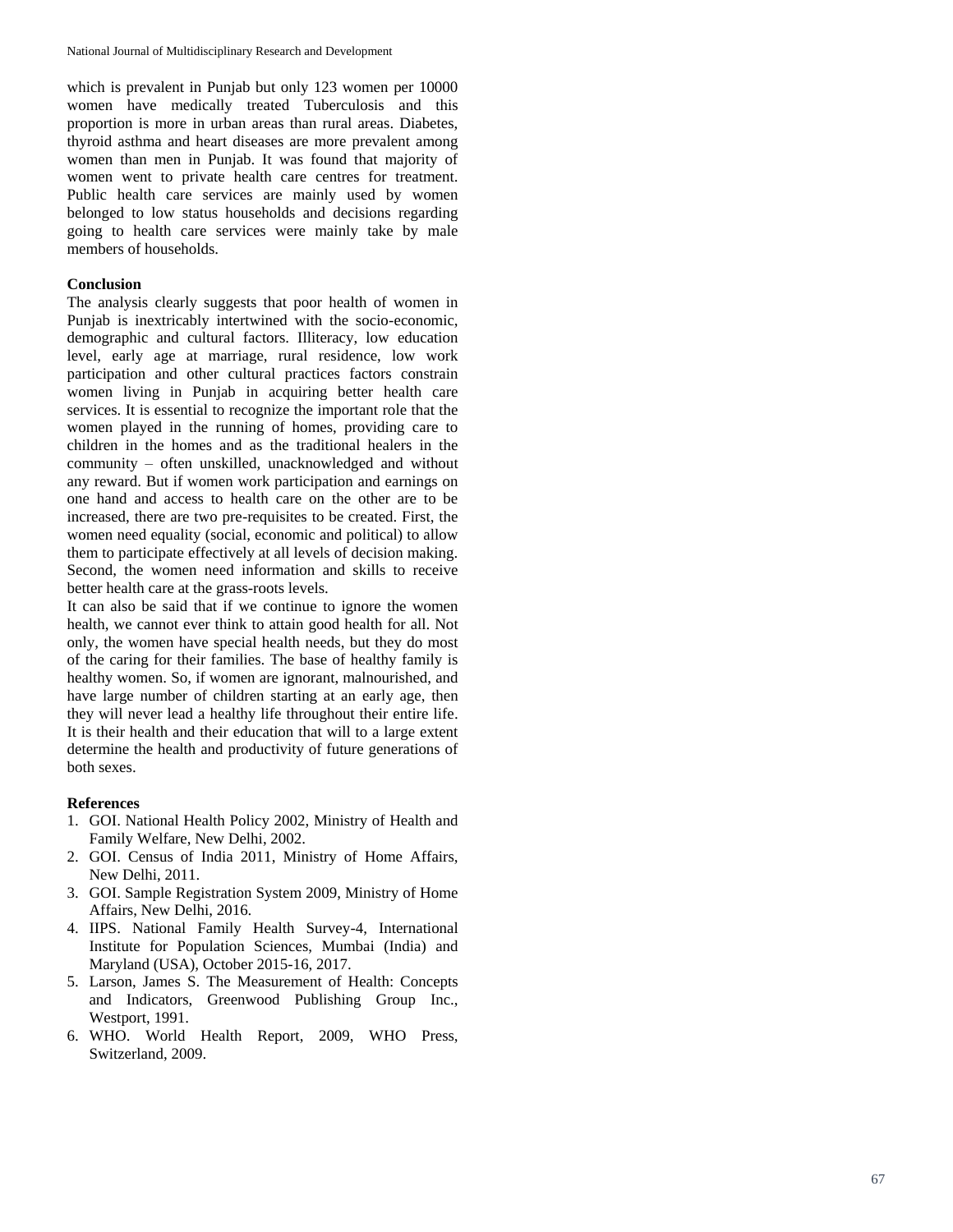which is prevalent in Punjab but only 123 women per 10000 women have medically treated Tuberculosis and this proportion is more in urban areas than rural areas. Diabetes, thyroid asthma and heart diseases are more prevalent among women than men in Punjab. It was found that majority of women went to private health care centres for treatment. Public health care services are mainly used by women belonged to low status households and decisions regarding going to health care services were mainly take by male members of households.

## Conclusion

The analysis clearly suggests that poor health of women in Punjab is inextricably intertwined with the socio-economic, demographic and cultural factors. Illiteracy, low education level, early age at marriage, rural residence, low work participation and other cultural practices factors constrain women living in Punjab in acquiring better health care services. It is essential to recognize the important role that the women played in the running of homes, providing care to children in the homes and as the traditional healers in the community – often unskilled, unacknowledged and without any reward. But if women work participation and earnings on one hand and access to health care on the other are to be increased, there are two pre-requisites to be created. First, the women need equality (social, economic and political) to allow them to participate effectively at all levels of decision making. Second, the women need information and skills to receive better health care at the grass-roots levels.

It can also be said that if we continue to ignore the women health, we cannot ever think to attain good health for all. Not only, the women have special health needs, but they do most of the caring for their families. The base of healthy family is healthy women. So, if women are ignorant, malnourished, and have large number of children starting at an early age, then they will never lead a healthy life throughout their entire life. It is their health and their education that will to a large extent determine the health and productivity of future generations of both sexes.

## References

1. GOI. National Health Policy 2002, Ministry of Health and Family Welfare, New Delhi, 2002.
2. GOI. Census of India 2011, Ministry of Home Affairs, New Delhi, 2011.
3. GOI. Sample Registration System 2009, Ministry of Home Affairs, New Delhi, 2016.
4. IIPS. National Family Health Survey-4, International Institute for Population Sciences, Mumbai (India) and Maryland (USA), October 2015-16, 2017.
5. Larson, James S. The Measurement of Health: Concepts and Indicators, Greenwood Publishing Group Inc., Westport, 1991.
6. WHO. World Health Report, 2009, WHO Press, Switzerland, 2009.